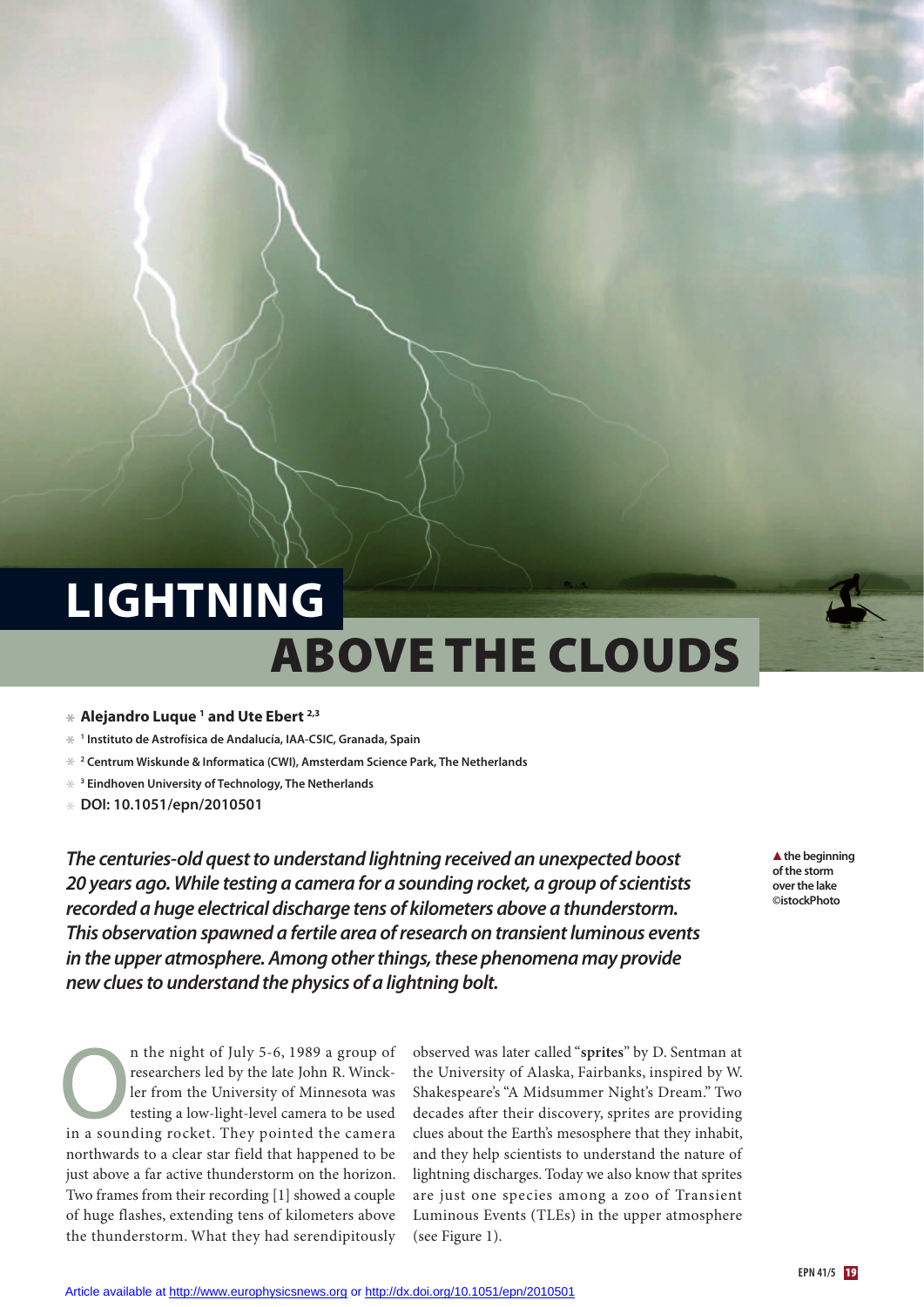# LIGHTNING ABOVE THE CLOUDS

- **Alejandro Luque [1] and Ute Ebert [2,3]**
- [1] Instituto de Astrofísica de Andalucía, IAA-CSIC, Granada, Spain
- [2] Centrum Wiskunde & Informatica (CWI), Amsterdam Science Park, The Netherlands
- [3] Eindhoven University of Technology, The Netherlands
- **DOI: 10.1051/epn/2010501**

***The centuries-old quest to understand lightning received an unexpected boost 20 years ago. While testing a camera for a sounding rocket, a group of scientists recorded a huge electrical discharge tens of kilometers above a thunderstorm. This observation spawned a fertile area of research on transient luminous events in the upper atmosphere. Among other things, these phenomena may provide new clues to understand the physics of a lightning bolt.***

▲ the beginning of the storm over the lake ©istockPhoto

On the night of July 5-6, 1989 a group of researchers led by the late John R. Winckler from the University of Minnesota was testing a low-light-level camera to be used in a sounding rocket. They pointed the camera northwards to a clear star field that happened to be just above a far active thunderstorm on the horizon. Two frames from their recording [1] showed a couple of huge flashes, extending tens of kilometers above the thunderstorm. What they had serendipitously observed was later called "**sprites**" by D. Sentman at the University of Alaska, Fairbanks, inspired by W. Shakespeare's "A Midsummer Night's Dream." Two decades after their discovery, sprites are providing clues about the Earth's mesosphere that they inhabit, and they help scientists to understand the nature of lightning discharges. Today we also know that sprites are just one species among a zoo of Transient Luminous Events (TLEs) in the upper atmosphere (see Figure 1).

Article available at http://www.europhysicsnews.org or http://dx.doi.org/10.1051/epn/2010501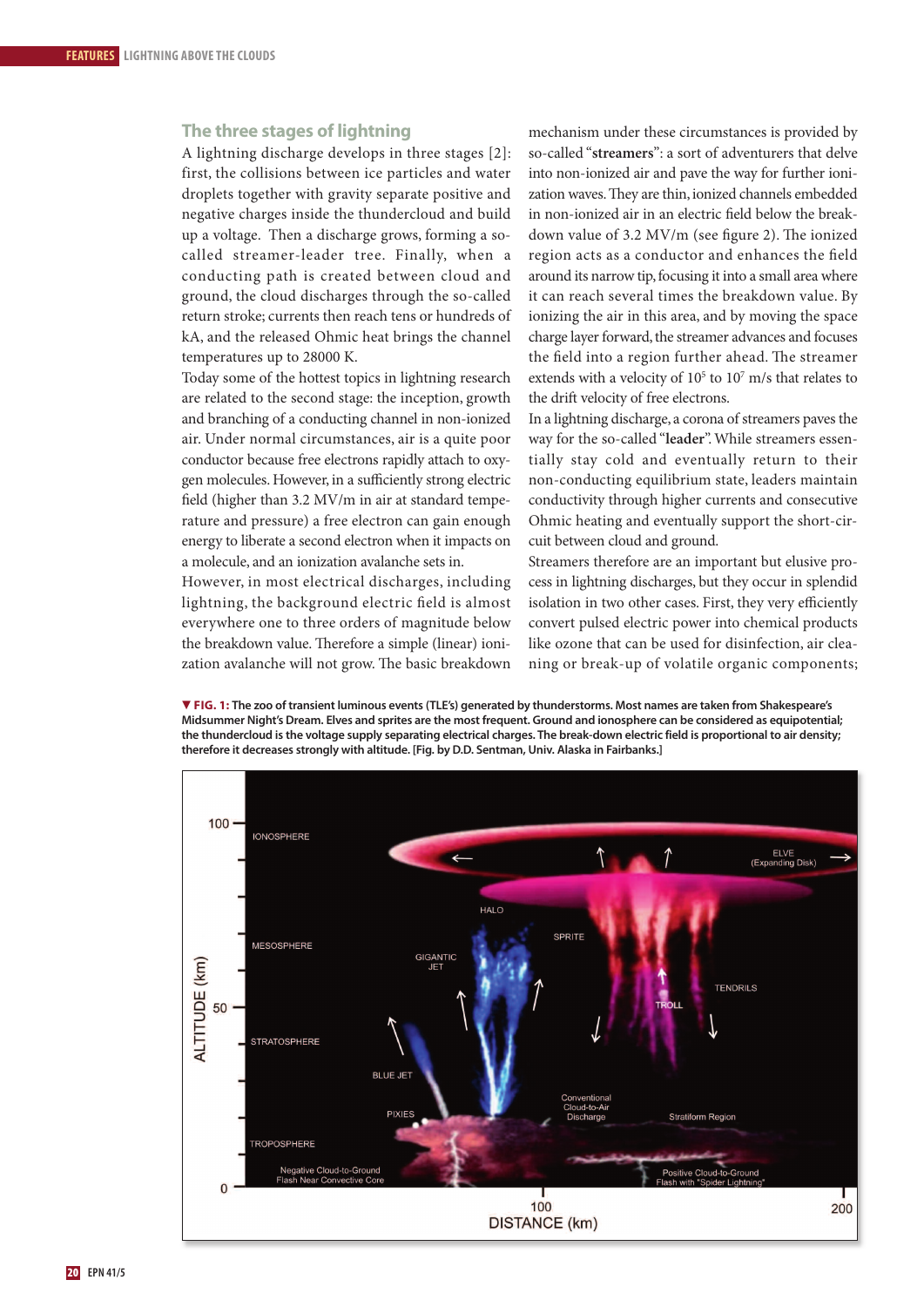## The three stages of lightning

A lightning discharge develops in three stages [2]: first, the collisions between ice particles and water droplets together with gravity separate positive and negative charges inside the thundercloud and build up a voltage. Then a discharge grows, forming a so-called streamer-leader tree. Finally, when a conducting path is created between cloud and ground, the cloud discharges through the so-called return stroke; currents then reach tens or hundreds of kA, and the released Ohmic heat brings the channel temperatures up to 28000 K.

Today some of the hottest topics in lightning research are related to the second stage: the inception, growth and branching of a conducting channel in non-ionized air. Under normal circumstances, air is a quite poor conductor because free electrons rapidly attach to oxygen molecules. However, in a sufficiently strong electric field (higher than 3.2 MV/m in air at standard temperature and pressure) a free electron can gain enough energy to liberate a second electron when it impacts on a molecule, and an ionization avalanche sets in.

However, in most electrical discharges, including lightning, the background electric field is almost everywhere one to three orders of magnitude below the breakdown value. Therefore a simple (linear) ionization avalanche will not grow. The basic breakdown mechanism under these circumstances is provided by so-called "**streamers**": a sort of adventurers that delve into non-ionized air and pave the way for further ionization waves. They are thin, ionized channels embedded in non-ionized air in an electric field below the breakdown value of 3.2 MV/m (see figure 2). The ionized region acts as a conductor and enhances the field around its narrow tip, focusing it into a small area where it can reach several times the breakdown value. By ionizing the air in this area, and by moving the space charge layer forward, the streamer advances and focuses the field into a region further ahead. The streamer extends with a velocity of $10^5$ to $10^7$ m/s that relates to the drift velocity of free electrons.

In a lightning discharge, a corona of streamers paves the way for the so-called "**leader**". While streamers essentially stay cold and eventually return to their non-conducting equilibrium state, leaders maintain conductivity through higher currents and consecutive Ohmic heating and eventually support the short-circuit between cloud and ground.

Streamers therefore are an important but elusive process in lightning discharges, but they occur in splendid isolation in two other cases. First, they very efficiently convert pulsed electric power into chemical products like ozone that can be used for disinfection, air cleaning or break-up of volatile organic components;

**▼ FIG. 1: The zoo of transient luminous events (TLE's) generated by thunderstorms. Most names are taken from Shakespeare's Midsummer Night's Dream. Elves and sprites are the most frequent. Ground and ionosphere can be considered as equipotential; the thundercloud is the voltage supply separating electrical charges. The break-down electric field is proportional to air density; therefore it decreases strongly with altitude. [Fig. by D.D. Sentman, Univ. Alaska in Fairbanks.]**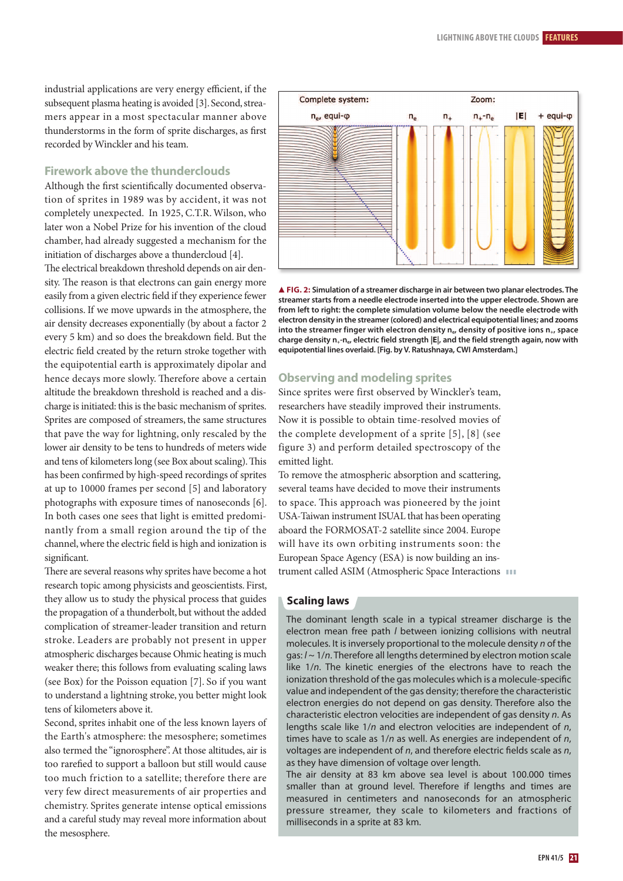industrial applications are very energy efficient, if the subsequent plasma heating is avoided [3]. Second, streamers appear in a most spectacular manner above thunderstorms in the form of sprite discharges, as first recorded by Winckler and his team.

## Firework above the thunderclouds

Although the first scientifically documented observation of sprites in 1989 was by accident, it was not completely unexpected. In 1925, C.T.R. Wilson, who later won a Nobel Prize for his invention of the cloud chamber, had already suggested a mechanism for the initiation of discharges above a thundercloud [4].

The electrical breakdown threshold depends on air density. The reason is that electrons can gain energy more easily from a given electric field if they experience fewer collisions. If we move upwards in the atmosphere, the air density decreases exponentially (by about a factor 2 every 5 km) and so does the breakdown field. But the electric field created by the return stroke together with the equipotential earth is approximately dipolar and hence decays more slowly. Therefore above a certain altitude the breakdown threshold is reached and a discharge is initiated: this is the basic mechanism of sprites. Sprites are composed of streamers, the same structures that pave the way for lightning, only rescaled by the lower air density to be tens to hundreds of meters wide and tens of kilometers long (see Box about scaling). This has been confirmed by high-speed recordings of sprites at up to 10000 frames per second [5] and laboratory photographs with exposure times of nanoseconds [6]. In both cases one sees that light is emitted predominantly from a small region around the tip of the channel, where the electric field is high and ionization is significant.

There are several reasons why sprites have become a hot research topic among physicists and geoscientists. First, they allow us to study the physical process that guides the propagation of a thunderbolt, but without the added complication of streamer-leader transition and return stroke. Leaders are probably not present in upper atmospheric discharges because Ohmic heating is much weaker there; this follows from evaluating scaling laws (see Box) for the Poisson equation [7]. So if you want to understand a lightning stroke, you better might look tens of kilometers above it.

Second, sprites inhabit one of the less known layers of the Earth's atmosphere: the mesosphere; sometimes also termed the "ignorosphere". At those altitudes, air is too rarefied to support a balloon but still would cause too much friction to a satellite; therefore there are very few direct measurements of air properties and chemistry. Sprites generate intense optical emissions and a careful study may reveal more information about the mesosphere.

▲ **FIG. 2: Simulation of a streamer discharge in air between two planar electrodes. The streamer starts from a needle electrode inserted into the upper electrode. Shown are from left to right: the complete simulation volume below the needle electrode with electron density in the streamer (colored) and electrical equipotential lines; and zooms into the streamer finger with electron density $n_e$, density of positive ions $n_+$, space charge density $n_+$-$n_e$, electric field strength |E|, and the field strength again, now with equipotential lines overlaid. [Fig. by V. Ratushnaya, CWI Amsterdam.]**

## Observing and modeling sprites

Since sprites were first observed by Winckler's team, researchers have steadily improved their instruments. Now it is possible to obtain time-resolved movies of the complete development of a sprite [5], [8] (see figure 3) and perform detailed spectroscopy of the emitted light.

To remove the atmospheric absorption and scattering, several teams have decided to move their instruments to space. This approach was pioneered by the joint USA-Taiwan instrument ISUAL that has been operating aboard the FORMOSAT-2 satellite since 2004. Europe will have its own orbiting instruments soon: the European Space Agency (ESA) is now building an instrument called ASIM (Atmospheric Space Interactions

### Scaling laws

The dominant length scale in a typical streamer discharge is the electron mean free path $l$ between ionizing collisions with neutral molecules. It is inversely proportional to the molecule density $n$ of the gas: $l \sim 1/n$. Therefore all lengths determined by electron motion scale like $1/n$. The kinetic energies of the electrons have to reach the ionization threshold of the gas molecules which is a molecule-specific value and independent of the gas density; therefore the characteristic electron energies do not depend on gas density. Therefore also the characteristic electron velocities are independent of gas density $n$. As lengths scale like $1/n$ and electron velocities are independent of $n$, times have to scale as $1/n$ as well. As energies are independent of $n$, voltages are independent of $n$, and therefore electric fields scale as $n$, as they have dimension of voltage over length.

The air density at 83 km above sea level is about 100.000 times smaller than at ground level. Therefore if lengths and times are measured in centimeters and nanoseconds for an atmospheric pressure streamer, they scale to kilometers and fractions of milliseconds in a sprite at 83 km.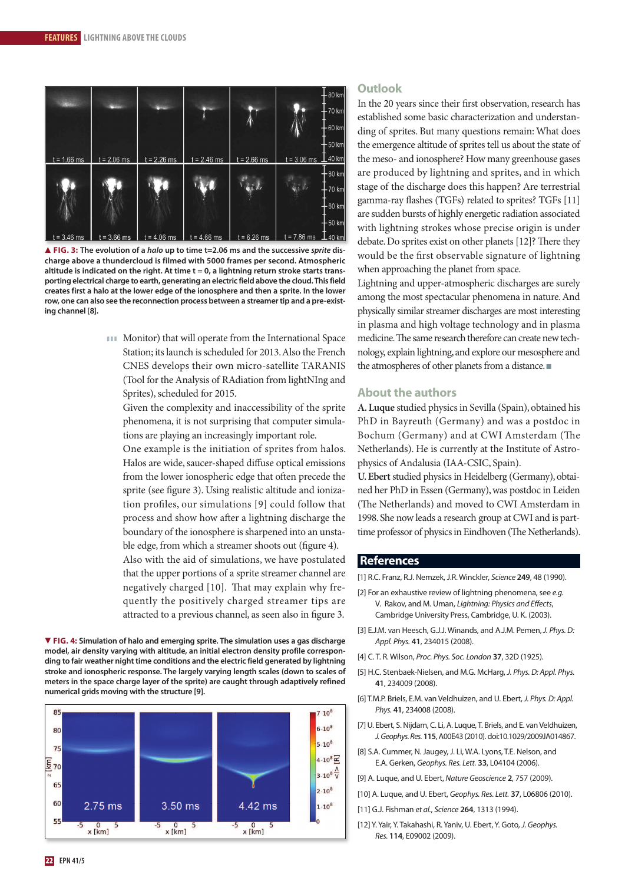▲ **FIG. 3:** The evolution of a *halo* up to time t=2.06 ms and the successive *sprite* discharge above a thundercloud is filmed with 5000 frames per second. Atmospheric altitude is indicated on the right. At time t = 0, a lightning return stroke starts transporting electrical charge to earth, generating an electric field above the cloud. This field creates first a halo at the lower edge of the ionosphere and then a sprite. In the lower row, one can also see the reconnection process between a streamer tip and a pre-existing channel [8].

t = 1.66 ms
t = 2.06 ms
t = 2.26 ms
t = 2.46 ms
t = 2.66 ms
t = 3.06 ms
t = 3.46 ms
t = 3.66 ms
t = 4.06 ms
t = 4.66 ms
t = 6.26 ms
t = 7.86 ms
80 km
70 km
60 km
50 km
40 km

Monitor) that will operate from the International Space Station; its launch is scheduled for 2013. Also the French CNES develops their own micro-satellite TARANIS (Tool for the Analysis of RAdiation from lightNIng and Sprites), scheduled for 2015.

Given the complexity and inaccessibility of the sprite phenomena, it is not surprising that computer simulations are playing an increasingly important role.

One example is the initiation of sprites from halos. Halos are wide, saucer-shaped diffuse optical emissions from the lower ionospheric edge that often precede the sprite (see figure 3). Using realistic altitude and ionization profiles, our simulations [9] could follow that process and show how after a lightning discharge the boundary of the ionosphere is sharpened into an unstable edge, from which a streamer shoots out (figure 4).

Also with the aid of simulations, we have postulated that the upper portions of a sprite streamer channel are negatively charged [10]. That may explain why frequently the positively charged streamer tips are attracted to a previous channel, as seen also in figure 3.

▼ **FIG. 4:** Simulation of halo and emerging sprite. The simulation uses a gas discharge model, air density varying with altitude, an initial electron density profile corresponding to fair weather night time conditions and the electric field generated by lightning stroke and ionospheric response. The largely varying length scales (down to scales of meters in the space charge layer of the sprite) are caught through adaptively refined numerical grids moving with the structure [9].

z [km]
85
80
75
70
65
60
55
2.75 ms
3.50 ms
4.42 ms
x [km]
-5 0 5
$7\cdot10^8$
$6\cdot10^8$
$5\cdot10^8$
$4\cdot10^8$
$3\cdot10^8$
$2\cdot10^8$
$1\cdot10^8$
0
E [V/m]

## Outlook

In the 20 years since their first observation, research has established some basic characterization and understanding of sprites. But many questions remain: What does the emergence altitude of sprites tell us about the state of the meso- and ionosphere? How many greenhouse gases are produced by lightning and sprites, and in which stage of the discharge does this happen? Are terrestrial gamma-ray flashes (TGFs) related to sprites? TGFs [11] are sudden bursts of highly energetic radiation associated with lightning strokes whose precise origin is under debate. Do sprites exist on other planets [12]? There they would be the first observable signature of lightning when approaching the planet from space.

Lightning and upper-atmospheric discharges are surely among the most spectacular phenomena in nature. And physically similar streamer discharges are most interesting in plasma and high voltage technology and in plasma medicine. The same research therefore can create new technology, explain lightning, and explore our mesosphere and the atmospheres of other planets from a distance. ■

## About the authors

**A. Luque** studied physics in Sevilla (Spain), obtained his PhD in Bayreuth (Germany) and was a postdoc in Bochum (Germany) and at CWI Amsterdam (The Netherlands). He is currently at the Institute of Astrophysics of Andalusia (IAA-CSIC, Spain).

**U. Ebert** studied physics in Heidelberg (Germany), obtained her PhD in Essen (Germany), was postdoc in Leiden (The Netherlands) and moved to CWI Amsterdam in 1998. She now leads a research group at CWI and is part-time professor of physics in Eindhoven (The Netherlands).

## References

[1] R.C. Franz, R.J. Nemzek, J.R. Winckler, *Science* **249**, 48 (1990).

[2] For an exhaustive review of lightning phenomena, see *e.g.* V. Rakov, and M. Uman, *Lightning: Physics and Effects*, Cambridge University Press, Cambridge, U. K. (2003).

[3] E.J.M. van Heesch, G.J.J. Winands, and A.J.M. Pemen, *J. Phys. D: Appl. Phys.* **41**, 234015 (2008).

[4] C. T. R. Wilson, *Proc. Phys. Soc. London* **37**, 32D (1925).

[5] H.C. Stenbaek-Nielsen, and M.G. McHarg, *J. Phys. D: Appl. Phys.* **41**, 234009 (2008).

[6] T.M.P. Briels, E.M. van Veldhuizen, and U. Ebert, *J. Phys. D: Appl. Phys.* **41**, 234008 (2008).

[7] U. Ebert, S. Nijdam, C. Li, A. Luque, T. Briels, and E. van Veldhuizen, *J. Geophys. Res.* **115**, A00E43 (2010). doi:10.1029/2009JA014867.

[8] S.A. Cummer, N. Jaugey, J. Li, W.A. Lyons, T.E. Nelson, and E.A. Gerken, *Geophys. Res. Lett.* **33**, L04104 (2006).

[9] A. Luque, and U. Ebert, *Nature Geoscience* **2**, 757 (2009).

[10] A. Luque, and U. Ebert, *Geophys. Res. Lett.* **37**, L06806 (2010).

[11] G.J. Fishman *et al.*, *Science* **264**, 1313 (1994).

[12] Y. Yair, Y. Takahashi, R. Yaniv, U. Ebert, Y. Goto, *J. Geophys. Res.* **114**, E09002 (2009).